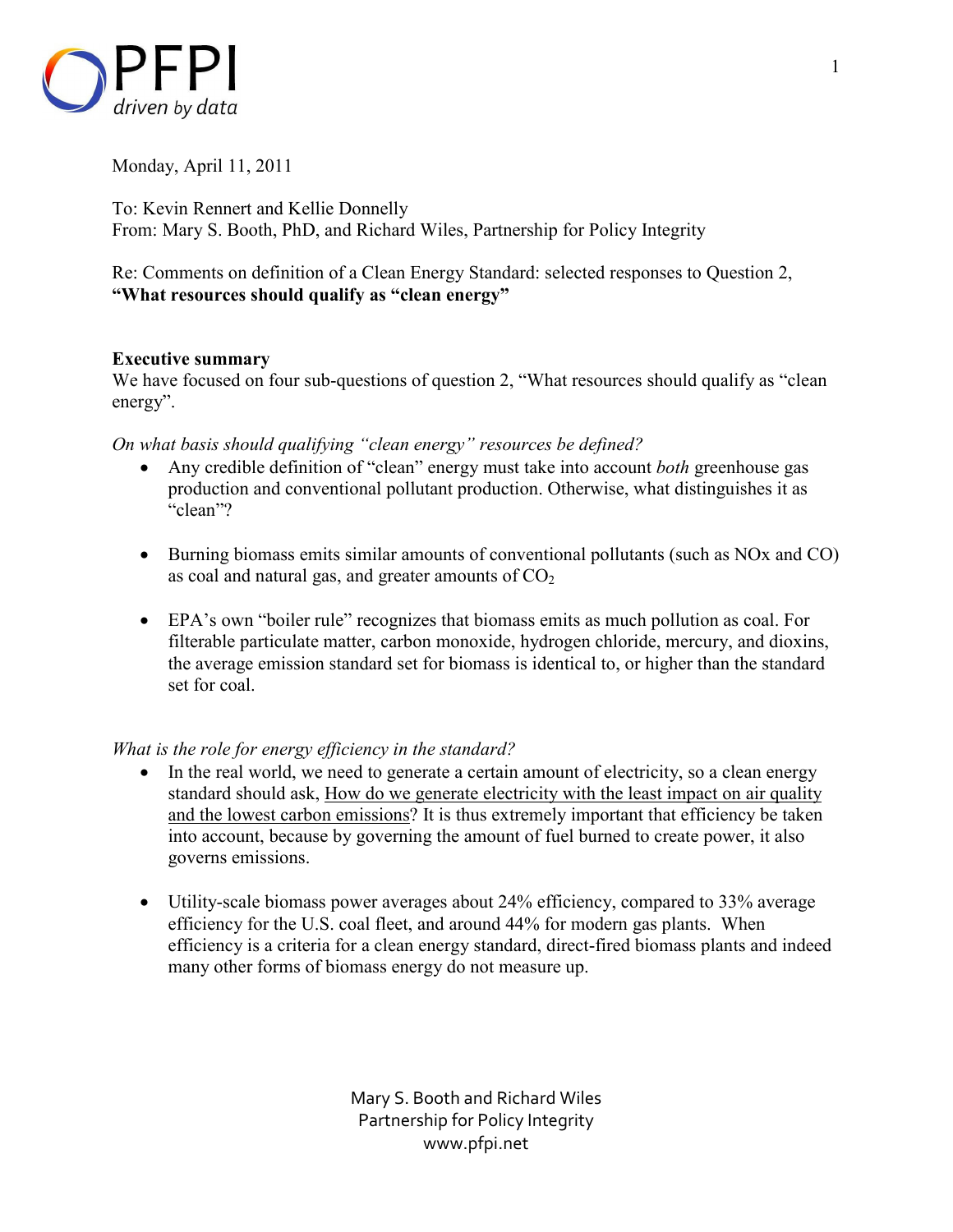Monday, April 11, 2011

To: Kevin Rennert and Kellie Donnelly
From: Mary S. Booth, PhD, and Richard Wiles, Partnership for Policy Integrity

Re: Comments on definition of a Clean Energy Standard: selected responses to Question 2, **"What resources should qualify as "clean energy"**

**Executive summary**
We have focused on four sub-questions of question 2, "What resources should qualify as "clean energy".

*On what basis should qualifying "clean energy" resources be defined?*

- Any credible definition of "clean" energy must take into account *both* greenhouse gas production and conventional pollutant production. Otherwise, what distinguishes it as "clean"?

- Burning biomass emits similar amounts of conventional pollutants (such as NOx and CO) as coal and natural gas, and greater amounts of $CO_2$

- EPA's own "boiler rule" recognizes that biomass emits as much pollution as coal. For filterable particulate matter, carbon monoxide, hydrogen chloride, mercury, and dioxins, the average emission standard set for biomass is identical to, or higher than the standard set for coal.

*What is the role for energy efficiency in the standard?*

- In the real world, we need to generate a certain amount of electricity, so a clean energy standard should ask, <u>How do we generate electricity with the least impact on air quality and the lowest carbon emissions</u>? It is thus extremely important that efficiency be taken into account, because by governing the amount of fuel burned to create power, it also governs emissions.

- Utility-scale biomass power averages about 24% efficiency, compared to 33% average efficiency for the U.S. coal fleet, and around 44% for modern gas plants. When efficiency is a criteria for a clean energy standard, direct-fired biomass plants and indeed many other forms of biomass energy do not measure up.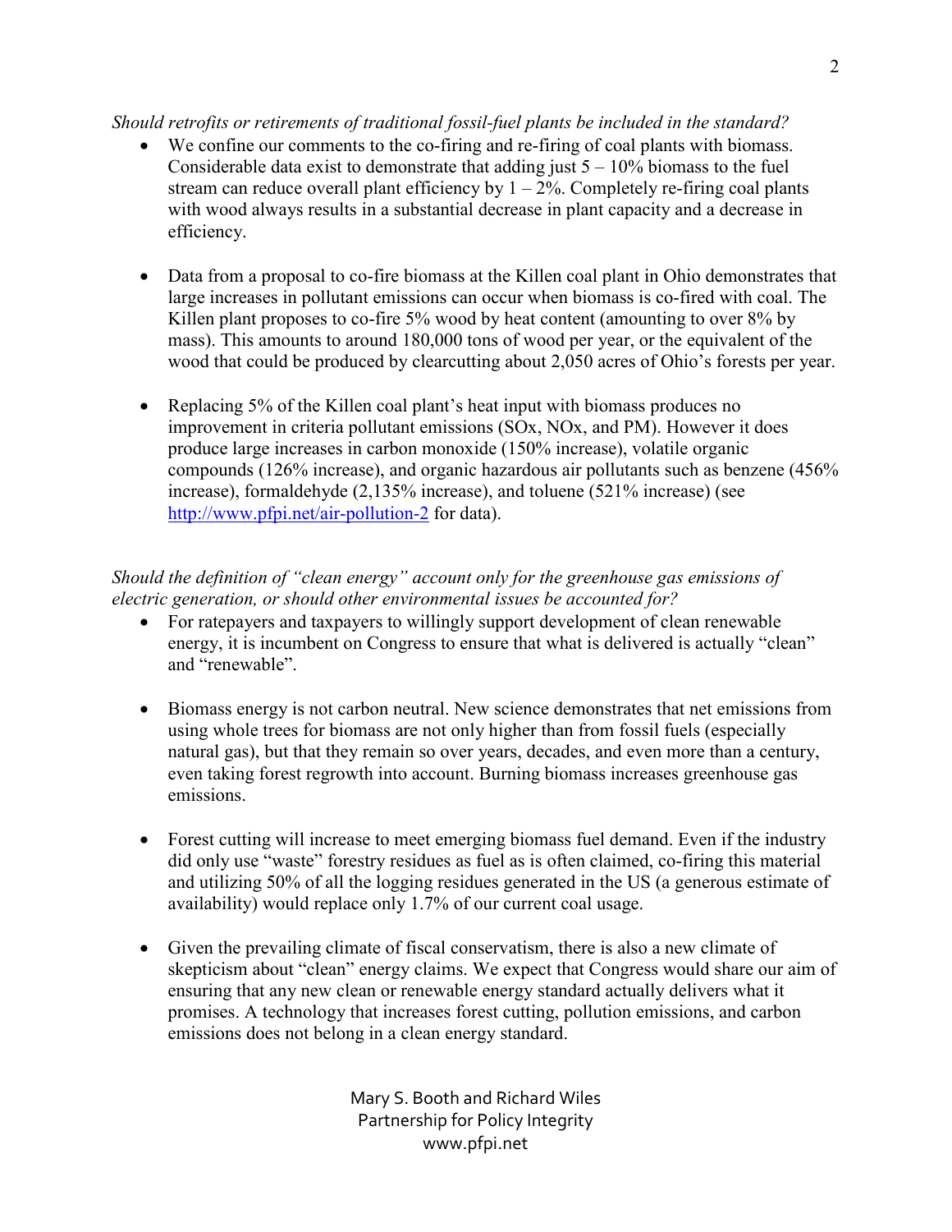*Should retrofits or retirements of traditional fossil-fuel plants be included in the standard?*

- We confine our comments to the co-firing and re-firing of coal plants with biomass. Considerable data exist to demonstrate that adding just 5 – 10% biomass to the fuel stream can reduce overall plant efficiency by 1 – 2%. Completely re-firing coal plants with wood always results in a substantial decrease in plant capacity and a decrease in efficiency.

- Data from a proposal to co-fire biomass at the Killen coal plant in Ohio demonstrates that large increases in pollutant emissions can occur when biomass is co-fired with coal. The Killen plant proposes to co-fire 5% wood by heat content (amounting to over 8% by mass). This amounts to around 180,000 tons of wood per year, or the equivalent of the wood that could be produced by clearcutting about 2,050 acres of Ohio's forests per year.

- Replacing 5% of the Killen coal plant's heat input with biomass produces no improvement in criteria pollutant emissions (SOx, NOx, and PM). However it does produce large increases in carbon monoxide (150% increase), volatile organic compounds (126% increase), and organic hazardous air pollutants such as benzene (456% increase), formaldehyde (2,135% increase), and toluene (521% increase) (see http://www.pfpi.net/air-pollution-2 for data).

*Should the definition of "clean energy" account only for the greenhouse gas emissions of electric generation, or should other environmental issues be accounted for?*

- For ratepayers and taxpayers to willingly support development of clean renewable energy, it is incumbent on Congress to ensure that what is delivered is actually "clean" and "renewable".

- Biomass energy is not carbon neutral. New science demonstrates that net emissions from using whole trees for biomass are not only higher than from fossil fuels (especially natural gas), but that they remain so over years, decades, and even more than a century, even taking forest regrowth into account. Burning biomass increases greenhouse gas emissions.

- Forest cutting will increase to meet emerging biomass fuel demand. Even if the industry did only use "waste" forestry residues as fuel as is often claimed, co-firing this material and utilizing 50% of all the logging residues generated in the US (a generous estimate of availability) would replace only 1.7% of our current coal usage.

- Given the prevailing climate of fiscal conservatism, there is also a new climate of skepticism about "clean" energy claims. We expect that Congress would share our aim of ensuring that any new clean or renewable energy standard actually delivers what it promises. A technology that increases forest cutting, pollution emissions, and carbon emissions does not belong in a clean energy standard.

Mary S. Booth and Richard Wiles
Partnership for Policy Integrity
www.pfpi.net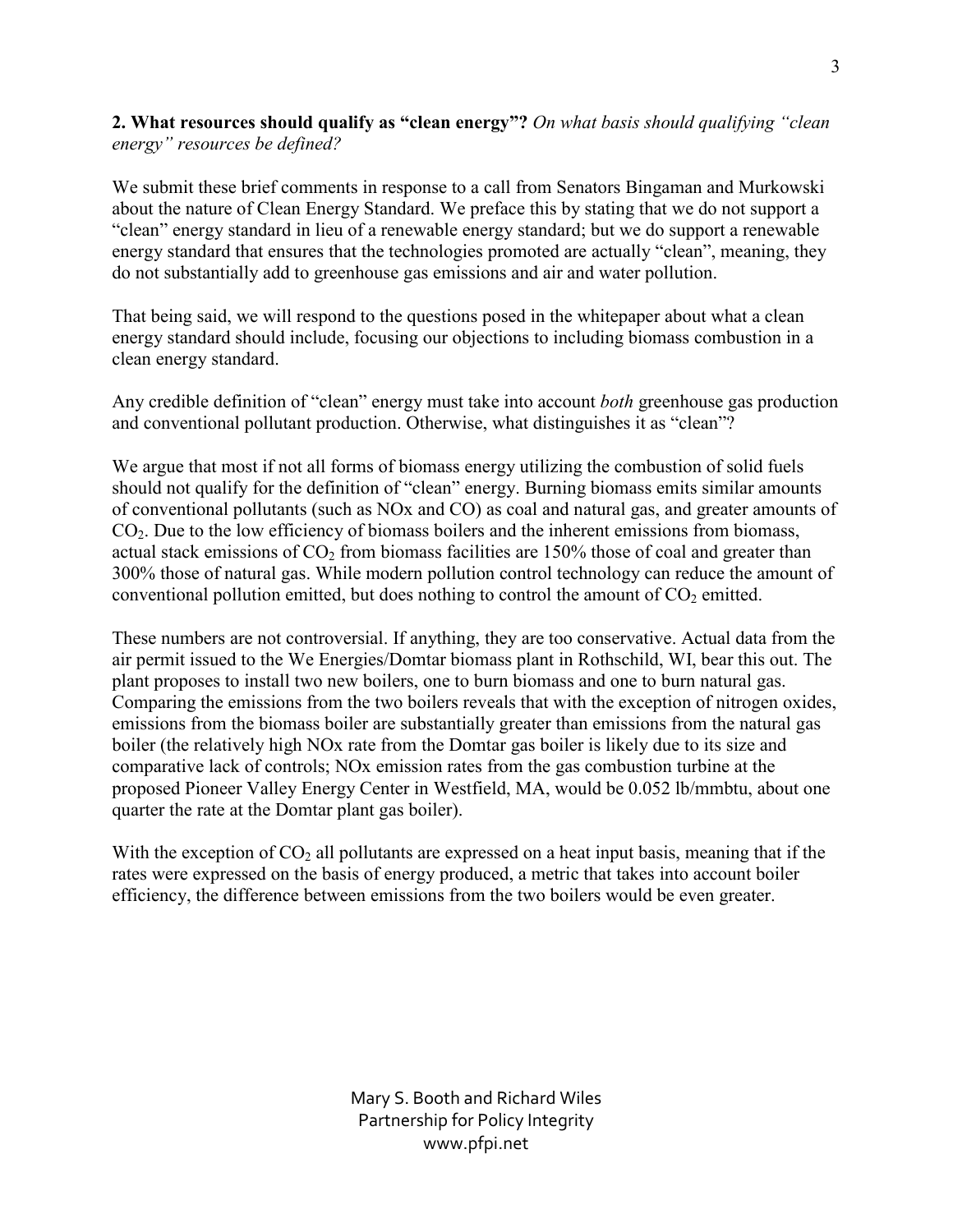**2. What resources should qualify as "clean energy"?** *On what basis should qualifying "clean energy" resources be defined?*

We submit these brief comments in response to a call from Senators Bingaman and Murkowski about the nature of Clean Energy Standard. We preface this by stating that we do not support a "clean" energy standard in lieu of a renewable energy standard; but we do support a renewable energy standard that ensures that the technologies promoted are actually "clean", meaning, they do not substantially add to greenhouse gas emissions and air and water pollution.

That being said, we will respond to the questions posed in the whitepaper about what a clean energy standard should include, focusing our objections to including biomass combustion in a clean energy standard.

Any credible definition of "clean" energy must take into account *both* greenhouse gas production and conventional pollutant production. Otherwise, what distinguishes it as "clean"?

We argue that most if not all forms of biomass energy utilizing the combustion of solid fuels should not qualify for the definition of "clean" energy. Burning biomass emits similar amounts of conventional pollutants (such as NOx and CO) as coal and natural gas, and greater amounts of $CO_2$. Due to the low efficiency of biomass boilers and the inherent emissions from biomass, actual stack emissions of $CO_2$ from biomass facilities are 150% those of coal and greater than 300% those of natural gas. While modern pollution control technology can reduce the amount of conventional pollution emitted, but does nothing to control the amount of $CO_2$ emitted.

These numbers are not controversial. If anything, they are too conservative. Actual data from the air permit issued to the We Energies/Domtar biomass plant in Rothschild, WI, bear this out. The plant proposes to install two new boilers, one to burn biomass and one to burn natural gas. Comparing the emissions from the two boilers reveals that with the exception of nitrogen oxides, emissions from the biomass boiler are substantially greater than emissions from the natural gas boiler (the relatively high NOx rate from the Domtar gas boiler is likely due to its size and comparative lack of controls; NOx emission rates from the gas combustion turbine at the proposed Pioneer Valley Energy Center in Westfield, MA, would be 0.052 lb/mmbtu, about one quarter the rate at the Domtar plant gas boiler).

With the exception of $CO_2$ all pollutants are expressed on a heat input basis, meaning that if the rates were expressed on the basis of energy produced, a metric that takes into account boiler efficiency, the difference between emissions from the two boilers would be even greater.

Mary S. Booth and Richard Wiles
Partnership for Policy Integrity
www.pfpi.net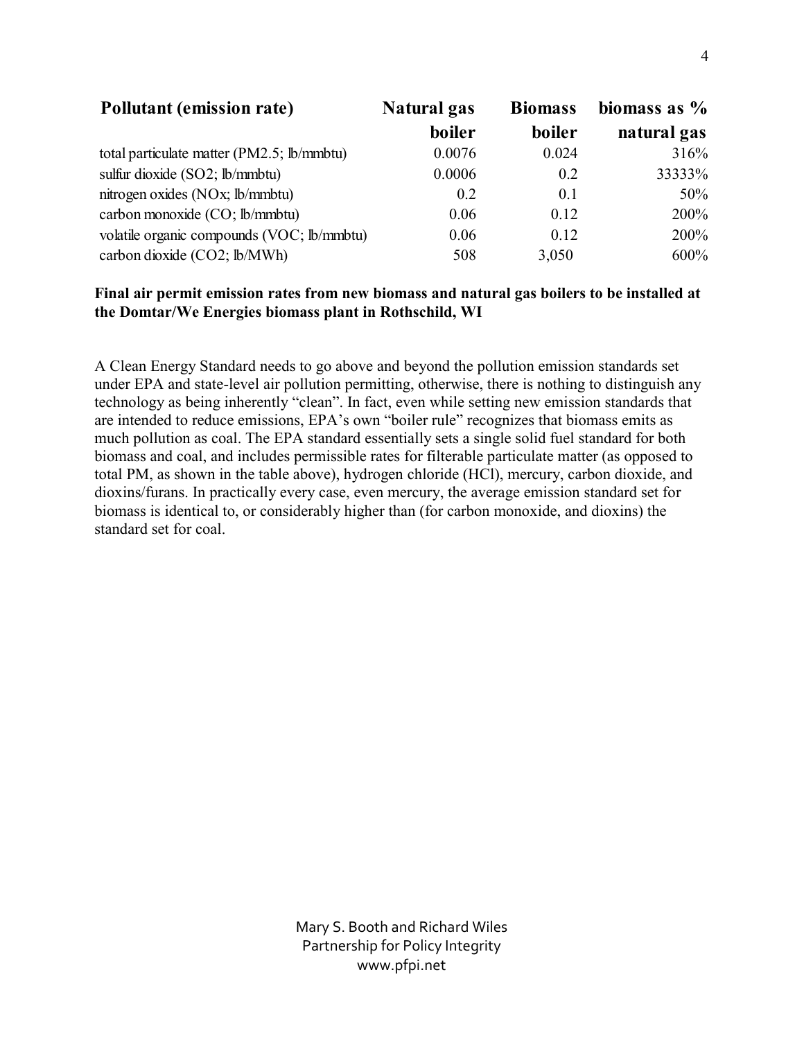| Pollutant (emission rate) | Natural gas boiler | Biomass boiler | biomass as % natural gas |
|---|---|---|---|
| total particulate matter (PM2.5; lb/mmbtu) | 0.0076 | 0.024 | 316% |
| sulfur dioxide ($SO_2$; lb/mmbtu) | 0.0006 | 0.2 | 33333% |
| nitrogen oxides ($NO_x$; lb/mmbtu) | 0.2 | 0.1 | 50% |
| carbon monoxide (CO; lb/mmbtu) | 0.06 | 0.12 | 200% |
| volatile organic compounds (VOC; lb/mmbtu) | 0.06 | 0.12 | 200% |
| carbon dioxide ($CO_2$; lb/MWh) | 508 | 3,050 | 600% |

**Final air permit emission rates from new biomass and natural gas boilers to be installed at the Domtar/We Energies biomass plant in Rothschild, WI**

A Clean Energy Standard needs to go above and beyond the pollution emission standards set under EPA and state-level air pollution permitting, otherwise, there is nothing to distinguish any technology as being inherently "clean". In fact, even while setting new emission standards that are intended to reduce emissions, EPA's own "boiler rule" recognizes that biomass emits as much pollution as coal. The EPA standard essentially sets a single solid fuel standard for both biomass and coal, and includes permissible rates for filterable particulate matter (as opposed to total PM, as shown in the table above), hydrogen chloride (HCl), mercury, carbon dioxide, and dioxins/furans. In practically every case, even mercury, the average emission standard set for biomass is identical to, or considerably higher than (for carbon monoxide, and dioxins) the standard set for coal.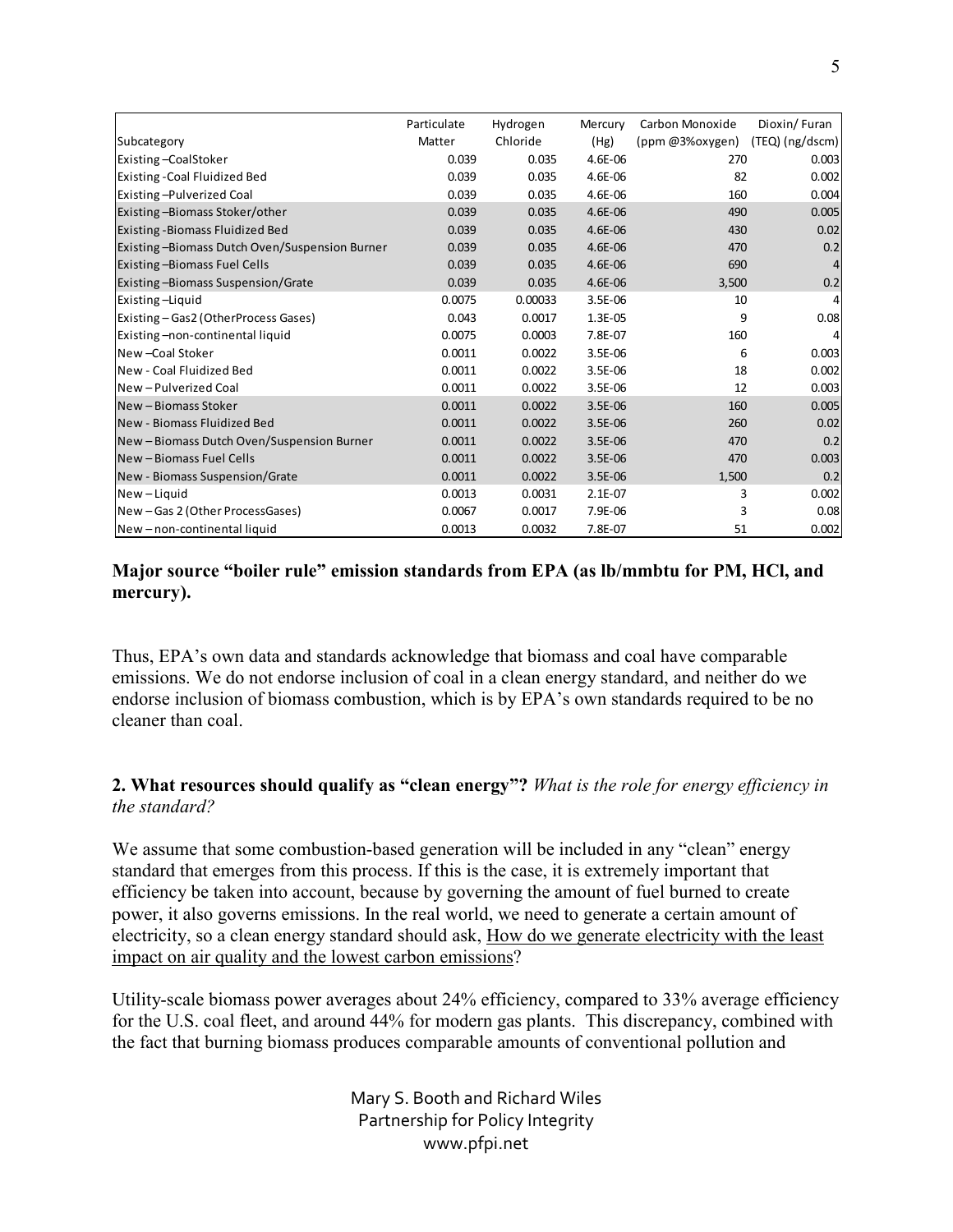| Subcategory | Particulate Matter | Hydrogen Chloride | Mercury (Hg) | Carbon Monoxide (ppm @3%oxygen) | Dioxin/ Furan (TEQ) (ng/dscm) |
|---|---|---|---|---|---|
| Existing –CoalStoker | 0.039 | 0.035 | 4.6E-06 | 270 | 0.003 |
| Existing -Coal Fluidized Bed | 0.039 | 0.035 | 4.6E-06 | 82 | 0.002 |
| Existing –Pulverized Coal | 0.039 | 0.035 | 4.6E-06 | 160 | 0.004 |
| Existing –Biomass Stoker/other | 0.039 | 0.035 | 4.6E-06 | 490 | 0.005 |
| Existing -Biomass Fluidized Bed | 0.039 | 0.035 | 4.6E-06 | 430 | 0.02 |
| Existing –Biomass Dutch Oven/Suspension Burner | 0.039 | 0.035 | 4.6E-06 | 470 | 0.2 |
| Existing –Biomass Fuel Cells | 0.039 | 0.035 | 4.6E-06 | 690 | 4 |
| Existing –Biomass Suspension/Grate | 0.039 | 0.035 | 4.6E-06 | 3,500 | 0.2 |
| Existing –Liquid | 0.0075 | 0.00033 | 3.5E-06 | 10 | 4 |
| Existing – Gas2 (OtherProcess Gases) | 0.043 | 0.0017 | 1.3E-05 | 9 | 0.08 |
| Existing –non-continental liquid | 0.0075 | 0.0003 | 7.8E-07 | 160 | 4 |
| New –Coal Stoker | 0.0011 | 0.0022 | 3.5E-06 | 6 | 0.003 |
| New - Coal Fluidized Bed | 0.0011 | 0.0022 | 3.5E-06 | 18 | 0.002 |
| New – Pulverized Coal | 0.0011 | 0.0022 | 3.5E-06 | 12 | 0.003 |
| New – Biomass Stoker | 0.0011 | 0.0022 | 3.5E-06 | 160 | 0.005 |
| New - Biomass Fluidized Bed | 0.0011 | 0.0022 | 3.5E-06 | 260 | 0.02 |
| New – Biomass Dutch Oven/Suspension Burner | 0.0011 | 0.0022 | 3.5E-06 | 470 | 0.2 |
| New – Biomass Fuel Cells | 0.0011 | 0.0022 | 3.5E-06 | 470 | 0.003 |
| New - Biomass Suspension/Grate | 0.0011 | 0.0022 | 3.5E-06 | 1,500 | 0.2 |
| New – Liquid | 0.0013 | 0.0031 | 2.1E-07 | 3 | 0.002 |
| New – Gas 2 (Other ProcessGases) | 0.0067 | 0.0017 | 7.9E-06 | 3 | 0.08 |
| New – non-continental liquid | 0.0013 | 0.0032 | 7.8E-07 | 51 | 0.002 |

**Major source "boiler rule" emission standards from EPA (as lb/mmbtu for PM, HCl, and mercury).**

Thus, EPA's own data and standards acknowledge that biomass and coal have comparable emissions. We do not endorse inclusion of coal in a clean energy standard, and neither do we endorse inclusion of biomass combustion, which is by EPA's own standards required to be no cleaner than coal.

**2. What resources should qualify as "clean energy"?** *What is the role for energy efficiency in the standard?*

We assume that some combustion-based generation will be included in any "clean" energy standard that emerges from this process. If this is the case, it is extremely important that efficiency be taken into account, because by governing the amount of fuel burned to create power, it also governs emissions. In the real world, we need to generate a certain amount of electricity, so a clean energy standard should ask, How do we generate electricity with the least impact on air quality and the lowest carbon emissions?

Utility-scale biomass power averages about 24% efficiency, compared to 33% average efficiency for the U.S. coal fleet, and around 44% for modern gas plants. This discrepancy, combined with the fact that burning biomass produces comparable amounts of conventional pollution and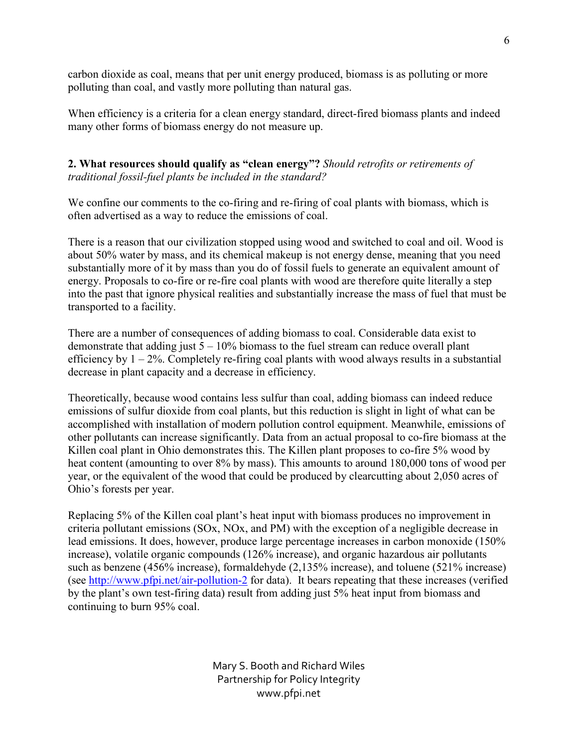carbon dioxide as coal, means that per unit energy produced, biomass is as polluting or more polluting than coal, and vastly more polluting than natural gas.

When efficiency is a criteria for a clean energy standard, direct-fired biomass plants and indeed many other forms of biomass energy do not measure up.

**2. What resources should qualify as "clean energy"?** *Should retrofits or retirements of traditional fossil-fuel plants be included in the standard?*

We confine our comments to the co-firing and re-firing of coal plants with biomass, which is often advertised as a way to reduce the emissions of coal.

There is a reason that our civilization stopped using wood and switched to coal and oil. Wood is about 50% water by mass, and its chemical makeup is not energy dense, meaning that you need substantially more of it by mass than you do of fossil fuels to generate an equivalent amount of energy. Proposals to co-fire or re-fire coal plants with wood are therefore quite literally a step into the past that ignore physical realities and substantially increase the mass of fuel that must be transported to a facility.

There are a number of consequences of adding biomass to coal. Considerable data exist to demonstrate that adding just 5 – 10% biomass to the fuel stream can reduce overall plant efficiency by 1 – 2%. Completely re-firing coal plants with wood always results in a substantial decrease in plant capacity and a decrease in efficiency.

Theoretically, because wood contains less sulfur than coal, adding biomass can indeed reduce emissions of sulfur dioxide from coal plants, but this reduction is slight in light of what can be accomplished with installation of modern pollution control equipment. Meanwhile, emissions of other pollutants can increase significantly. Data from an actual proposal to co-fire biomass at the Killen coal plant in Ohio demonstrates this. The Killen plant proposes to co-fire 5% wood by heat content (amounting to over 8% by mass). This amounts to around 180,000 tons of wood per year, or the equivalent of the wood that could be produced by clearcutting about 2,050 acres of Ohio's forests per year.

Replacing 5% of the Killen coal plant's heat input with biomass produces no improvement in criteria pollutant emissions (SOx, NOx, and PM) with the exception of a negligible decrease in lead emissions. It does, however, produce large percentage increases in carbon monoxide (150% increase), volatile organic compounds (126% increase), and organic hazardous air pollutants such as benzene (456% increase), formaldehyde (2,135% increase), and toluene (521% increase) (see [http://www.pfpi.net/air-pollution-2](http://www.pfpi.net/air-pollution-2) for data). It bears repeating that these increases (verified by the plant's own test-firing data) result from adding just 5% heat input from biomass and continuing to burn 95% coal.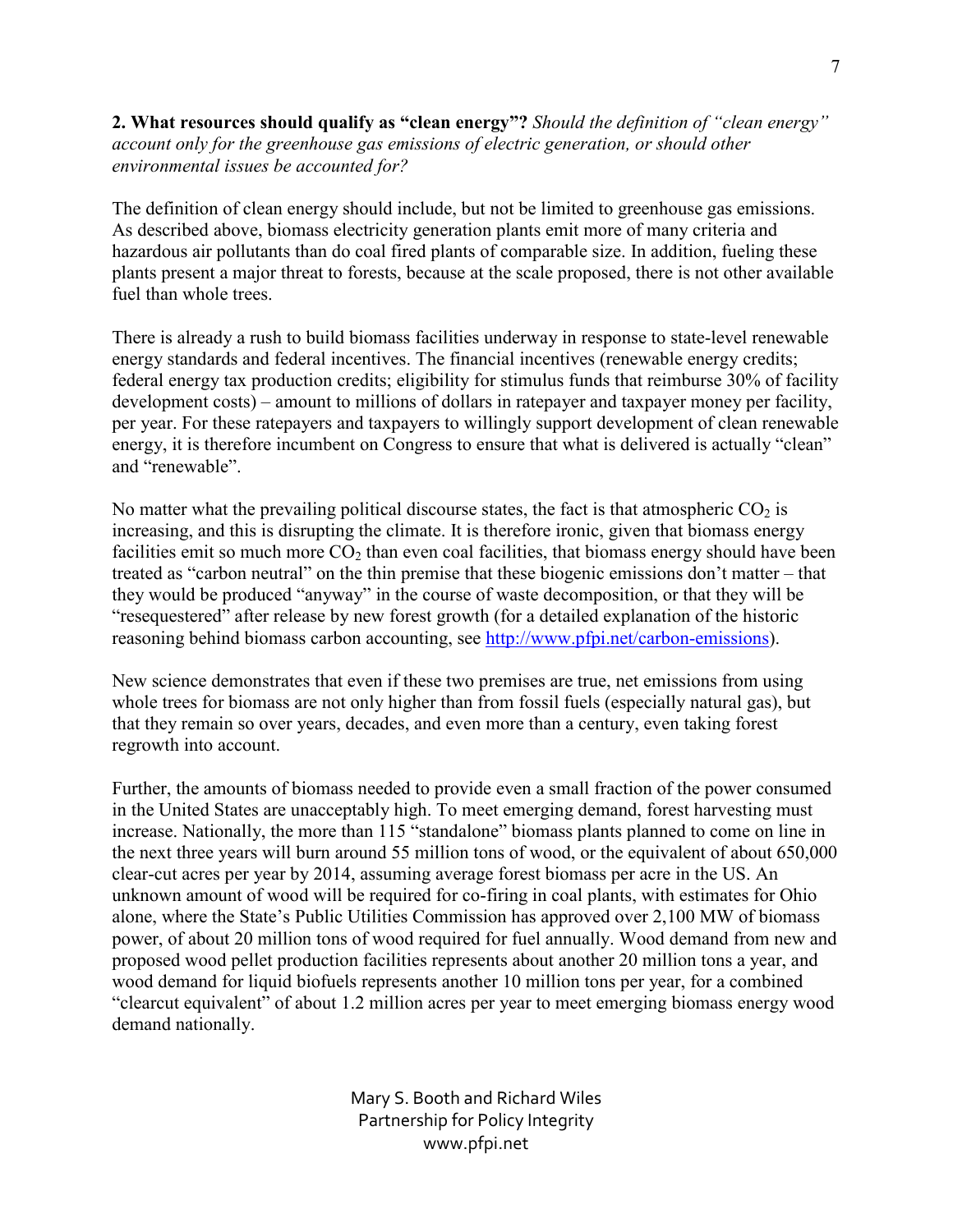**2. What resources should qualify as "clean energy"?** *Should the definition of "clean energy" account only for the greenhouse gas emissions of electric generation, or should other environmental issues be accounted for?*

The definition of clean energy should include, but not be limited to greenhouse gas emissions. As described above, biomass electricity generation plants emit more of many criteria and hazardous air pollutants than do coal fired plants of comparable size. In addition, fueling these plants present a major threat to forests, because at the scale proposed, there is not other available fuel than whole trees.

There is already a rush to build biomass facilities underway in response to state-level renewable energy standards and federal incentives. The financial incentives (renewable energy credits; federal energy tax production credits; eligibility for stimulus funds that reimburse 30% of facility development costs) – amount to millions of dollars in ratepayer and taxpayer money per facility, per year. For these ratepayers and taxpayers to willingly support development of clean renewable energy, it is therefore incumbent on Congress to ensure that what is delivered is actually "clean" and "renewable".

No matter what the prevailing political discourse states, the fact is that atmospheric $CO_2$ is increasing, and this is disrupting the climate. It is therefore ironic, given that biomass energy facilities emit so much more $CO_2$ than even coal facilities, that biomass energy should have been treated as "carbon neutral" on the thin premise that these biogenic emissions don't matter – that they would be produced "anyway" in the course of waste decomposition, or that they will be "resequestered" after release by new forest growth (for a detailed explanation of the historic reasoning behind biomass carbon accounting, see http://www.pfpi.net/carbon-emissions).

New science demonstrates that even if these two premises are true, net emissions from using whole trees for biomass are not only higher than from fossil fuels (especially natural gas), but that they remain so over years, decades, and even more than a century, even taking forest regrowth into account.

Further, the amounts of biomass needed to provide even a small fraction of the power consumed in the United States are unacceptably high. To meet emerging demand, forest harvesting must increase. Nationally, the more than 115 "standalone" biomass plants planned to come on line in the next three years will burn around 55 million tons of wood, or the equivalent of about 650,000 clear-cut acres per year by 2014, assuming average forest biomass per acre in the US. An unknown amount of wood will be required for co-firing in coal plants, with estimates for Ohio alone, where the State's Public Utilities Commission has approved over 2,100 MW of biomass power, of about 20 million tons of wood required for fuel annually. Wood demand from new and proposed wood pellet production facilities represents about another 20 million tons a year, and wood demand for liquid biofuels represents another 10 million tons per year, for a combined "clearcut equivalent" of about 1.2 million acres per year to meet emerging biomass energy wood demand nationally.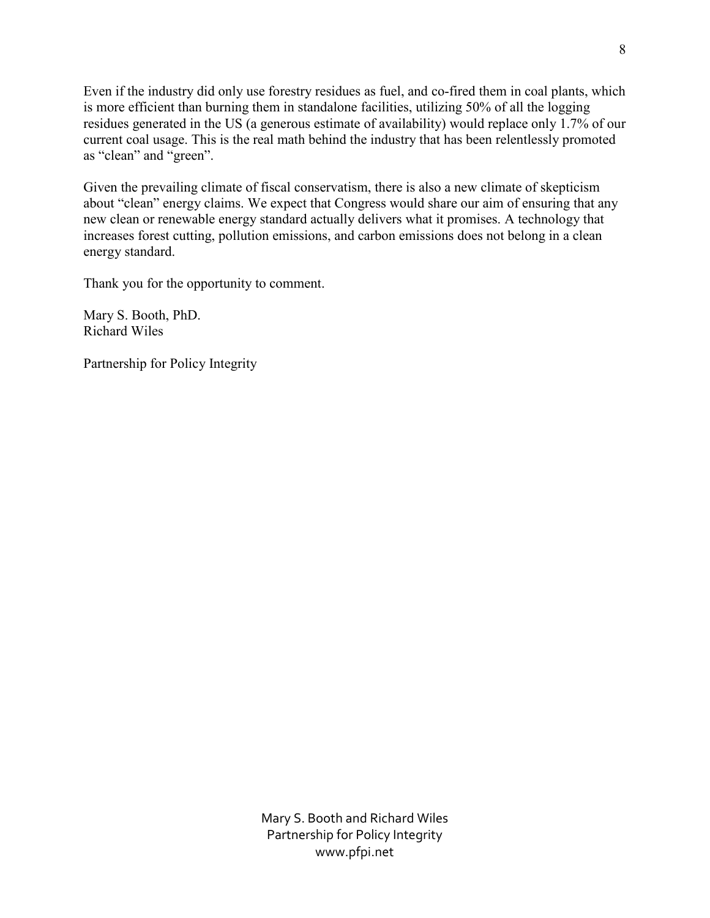Even if the industry did only use forestry residues as fuel, and co-fired them in coal plants, which is more efficient than burning them in standalone facilities, utilizing 50% of all the logging residues generated in the US (a generous estimate of availability) would replace only 1.7% of our current coal usage. This is the real math behind the industry that has been relentlessly promoted as "clean" and "green".

Given the prevailing climate of fiscal conservatism, there is also a new climate of skepticism about "clean" energy claims. We expect that Congress would share our aim of ensuring that any new clean or renewable energy standard actually delivers what it promises. A technology that increases forest cutting, pollution emissions, and carbon emissions does not belong in a clean energy standard.

Thank you for the opportunity to comment.

Mary S. Booth, PhD.
Richard Wiles

Partnership for Policy Integrity